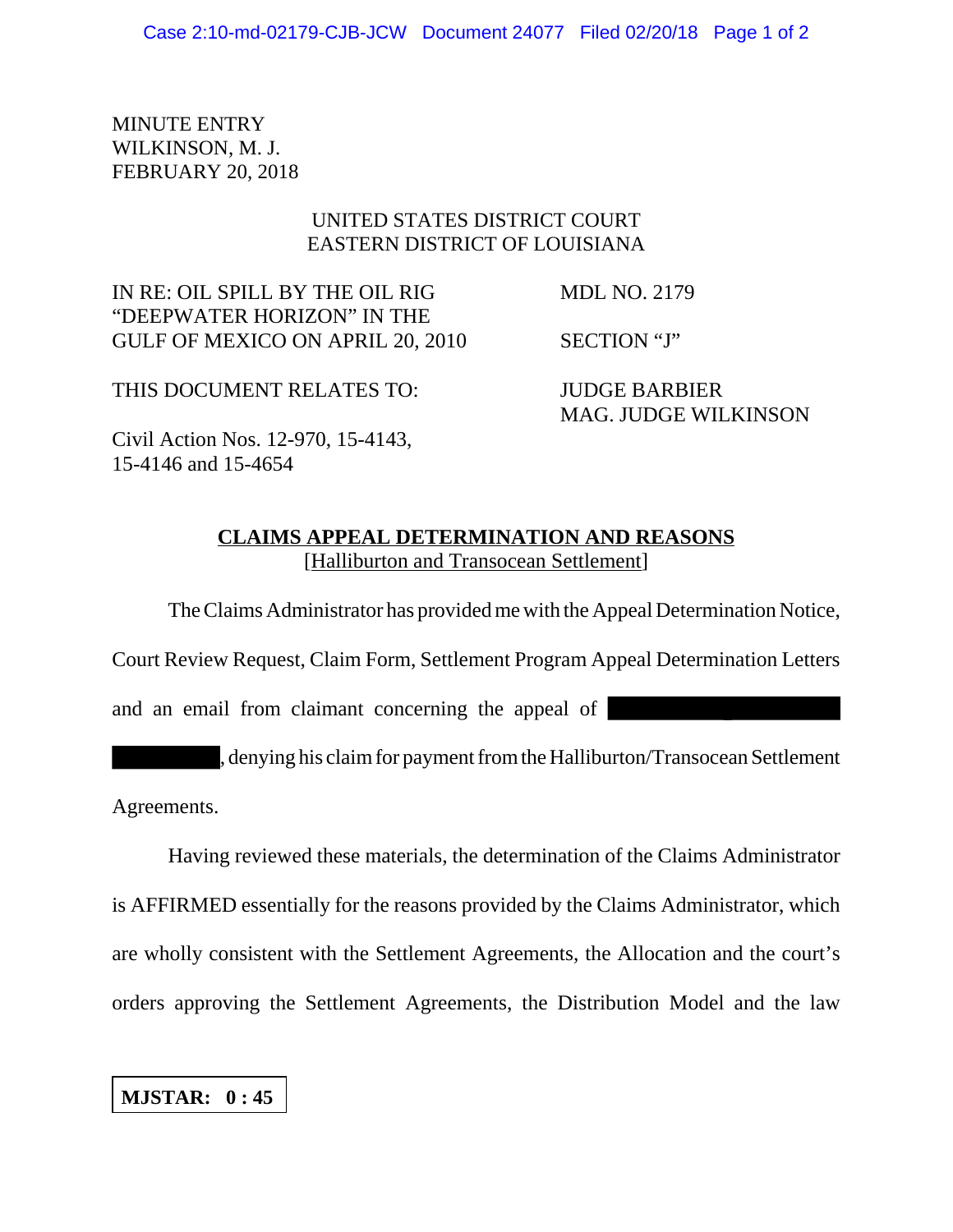MINUTE ENTRY
WILKINSON, M. J.
FEBRUARY 20, 2018

UNITED STATES DISTRICT COURT
EASTERN DISTRICT OF LOUISIANA

IN RE: OIL SPILL BY THE OIL RIG "DEEPWATER HORIZON" IN THE GULF OF MEXICO ON APRIL 20, 2010

MDL NO. 2179

SECTION "J"

THIS DOCUMENT RELATES TO:

Civil Action Nos. 12-970, 15-4143, 15-4146 and 15-4654

JUDGE BARBIER
MAG. JUDGE WILKINSON

## CLAIMS APPEAL DETERMINATION AND REASONS
[Halliburton and Transocean Settlement]

The Claims Administrator has provided me with the Appeal Determination Notice, Court Review Request, Claim Form, Settlement Program Appeal Determination Letters and an email from claimant concerning the appeal of [REDACTED], denying his claim for payment from the Halliburton/Transocean Settlement Agreements.

Having reviewed these materials, the determination of the Claims Administrator is AFFIRMED essentially for the reasons provided by the Claims Administrator, which are wholly consistent with the Settlement Agreements, the Allocation and the court's orders approving the Settlement Agreements, the Distribution Model and the law

**MJSTAR: 0 : 45**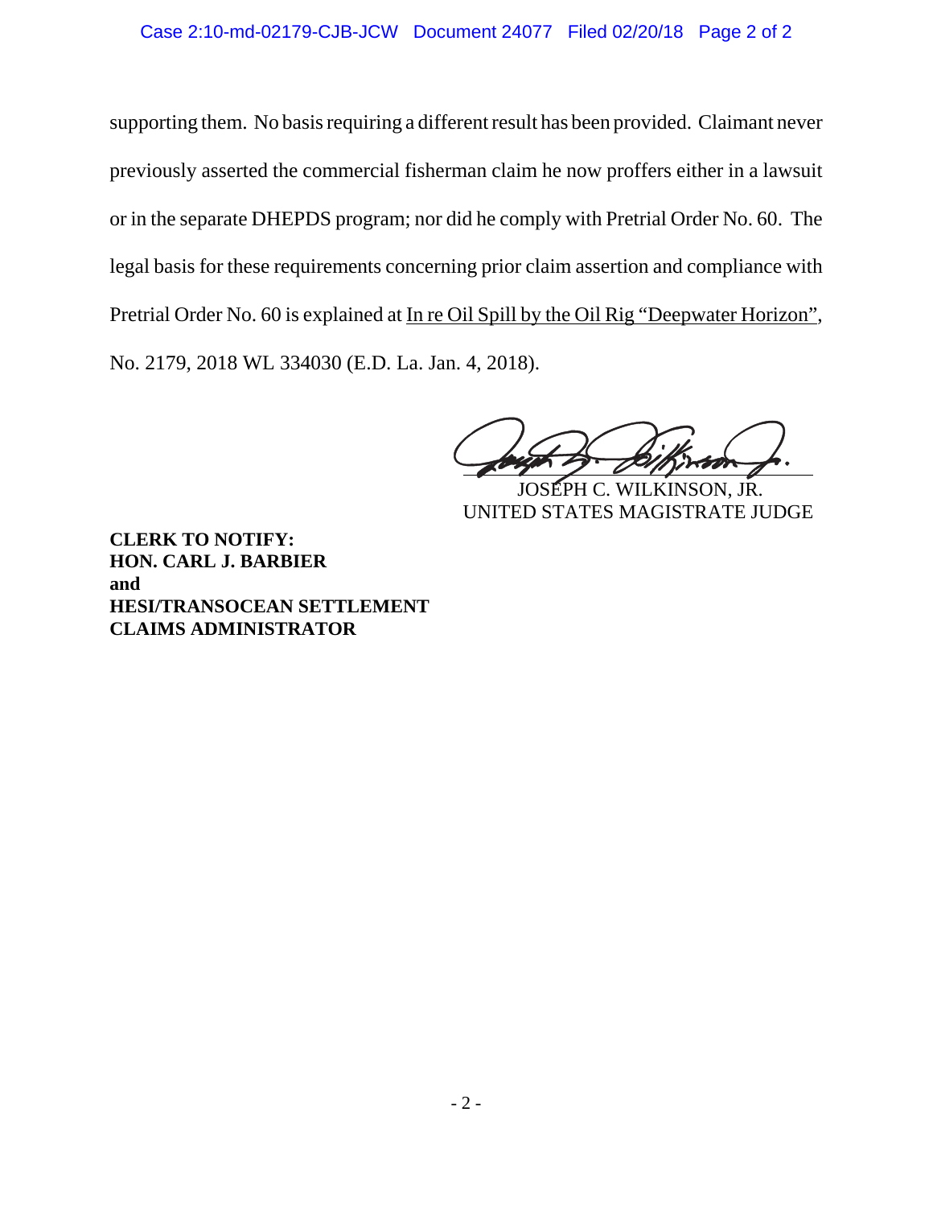supporting them. No basis requiring a different result has been provided. Claimant never previously asserted the commercial fisherman claim he now proffers either in a lawsuit or in the separate DHEPDS program; nor did he comply with Pretrial Order No. 60. The legal basis for these requirements concerning prior claim assertion and compliance with Pretrial Order No. 60 is explained at In re Oil Spill by the Oil Rig "Deepwater Horizon", No. 2179, 2018 WL 334030 (E.D. La. Jan. 4, 2018).

JOSEPH C. WILKINSON, JR.
UNITED STATES MAGISTRATE JUDGE

**CLERK TO NOTIFY:**
**HON. CARL J. BARBIER**
**and**
**HESI/TRANSOCEAN SETTLEMENT CLAIMS ADMINISTRATOR**